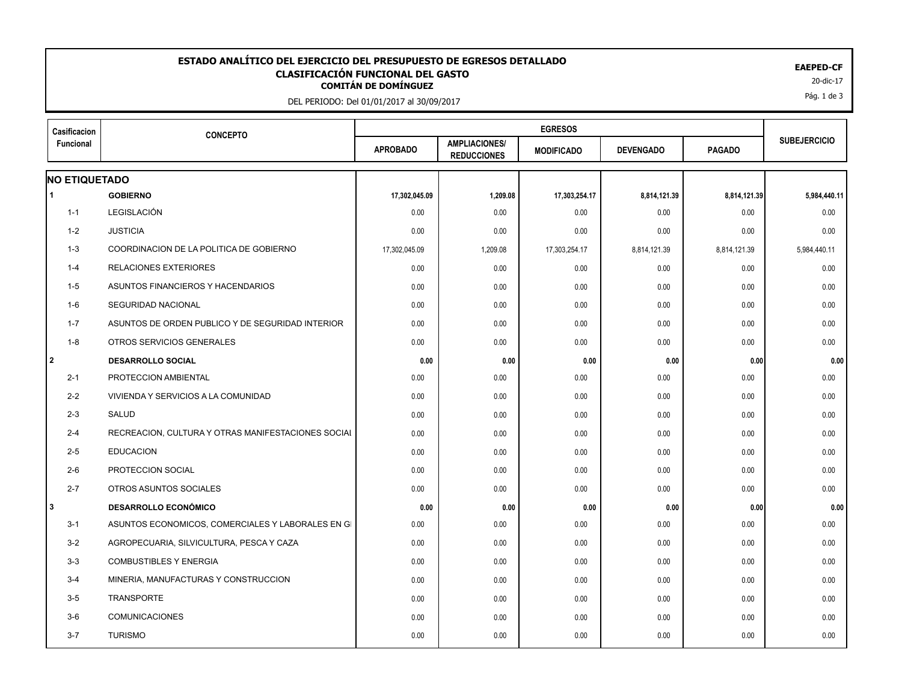# ESTADO ANALÍTICO DEL EJERCICIO DEL PRESUPUESTO DE EGRESOS DETALLADO

## CLASIFICACIÓN FUNCIONAL DEL GASTO

### COMITÁN DE DOMÍNGUEZ

DEL PERIODO: Del 01/01/2017 al 30/09/2017

**EAEPED-CF**

20-dic-17

| Casificacion Funcional | CONCEPTO | EGRESOS | | | | | SUBEJERCICIO |
|---|---|---|---|---|---|---|---|
| | | APROBADO | AMPLIACIONES/ REDUCCIONES | MODIFICADO | DEVENGADO | PAGADO | |
| **NO ETIQUETADO** | | | | | | | |
| **1** | **GOBIERNO** | **17,302,045.09** | **1,209.08** | **17,303,254.17** | **8,814,121.39** | **8,814,121.39** | **5,984,440.11** |
| 1-1 | LEGISLACIÓN | 0.00 | 0.00 | 0.00 | 0.00 | 0.00 | 0.00 |
| 1-2 | JUSTICIA | 0.00 | 0.00 | 0.00 | 0.00 | 0.00 | 0.00 |
| 1-3 | COORDINACION DE LA POLITICA DE GOBIERNO | 17,302,045.09 | 1,209.08 | 17,303,254.17 | 8,814,121.39 | 8,814,121.39 | 5,984,440.11 |
| 1-4 | RELACIONES EXTERIORES | 0.00 | 0.00 | 0.00 | 0.00 | 0.00 | 0.00 |
| 1-5 | ASUNTOS FINANCIEROS Y HACENDARIOS | 0.00 | 0.00 | 0.00 | 0.00 | 0.00 | 0.00 |
| 1-6 | SEGURIDAD NACIONAL | 0.00 | 0.00 | 0.00 | 0.00 | 0.00 | 0.00 |
| 1-7 | ASUNTOS DE ORDEN PUBLICO Y DE SEGURIDAD INTERIOR | 0.00 | 0.00 | 0.00 | 0.00 | 0.00 | 0.00 |
| 1-8 | OTROS SERVICIOS GENERALES | 0.00 | 0.00 | 0.00 | 0.00 | 0.00 | 0.00 |
| **2** | **DESARROLLO SOCIAL** | **0.00** | **0.00** | **0.00** | **0.00** | **0.00** | **0.00** |
| 2-1 | PROTECCION AMBIENTAL | 0.00 | 0.00 | 0.00 | 0.00 | 0.00 | 0.00 |
| 2-2 | VIVIENDA Y SERVICIOS A LA COMUNIDAD | 0.00 | 0.00 | 0.00 | 0.00 | 0.00 | 0.00 |
| 2-3 | SALUD | 0.00 | 0.00 | 0.00 | 0.00 | 0.00 | 0.00 |
| 2-4 | RECREACION, CULTURA Y OTRAS MANIFESTACIONES SOCIAL | 0.00 | 0.00 | 0.00 | 0.00 | 0.00 | 0.00 |
| 2-5 | EDUCACION | 0.00 | 0.00 | 0.00 | 0.00 | 0.00 | 0.00 |
| 2-6 | PROTECCION SOCIAL | 0.00 | 0.00 | 0.00 | 0.00 | 0.00 | 0.00 |
| 2-7 | OTROS ASUNTOS SOCIALES | 0.00 | 0.00 | 0.00 | 0.00 | 0.00 | 0.00 |
| **3** | **DESARROLLO ECONÓMICO** | **0.00** | **0.00** | **0.00** | **0.00** | **0.00** | **0.00** |
| 3-1 | ASUNTOS ECONOMICOS, COMERCIALES Y LABORALES EN G | 0.00 | 0.00 | 0.00 | 0.00 | 0.00 | 0.00 |
| 3-2 | AGROPECUARIA, SILVICULTURA, PESCA Y CAZA | 0.00 | 0.00 | 0.00 | 0.00 | 0.00 | 0.00 |
| 3-3 | COMBUSTIBLES Y ENERGIA | 0.00 | 0.00 | 0.00 | 0.00 | 0.00 | 0.00 |
| 3-4 | MINERIA, MANUFACTURAS Y CONSTRUCCION | 0.00 | 0.00 | 0.00 | 0.00 | 0.00 | 0.00 |
| 3-5 | TRANSPORTE | 0.00 | 0.00 | 0.00 | 0.00 | 0.00 | 0.00 |
| 3-6 | COMUNICACIONES | 0.00 | 0.00 | 0.00 | 0.00 | 0.00 | 0.00 |
| 3-7 | TURISMO | 0.00 | 0.00 | 0.00 | 0.00 | 0.00 | 0.00 |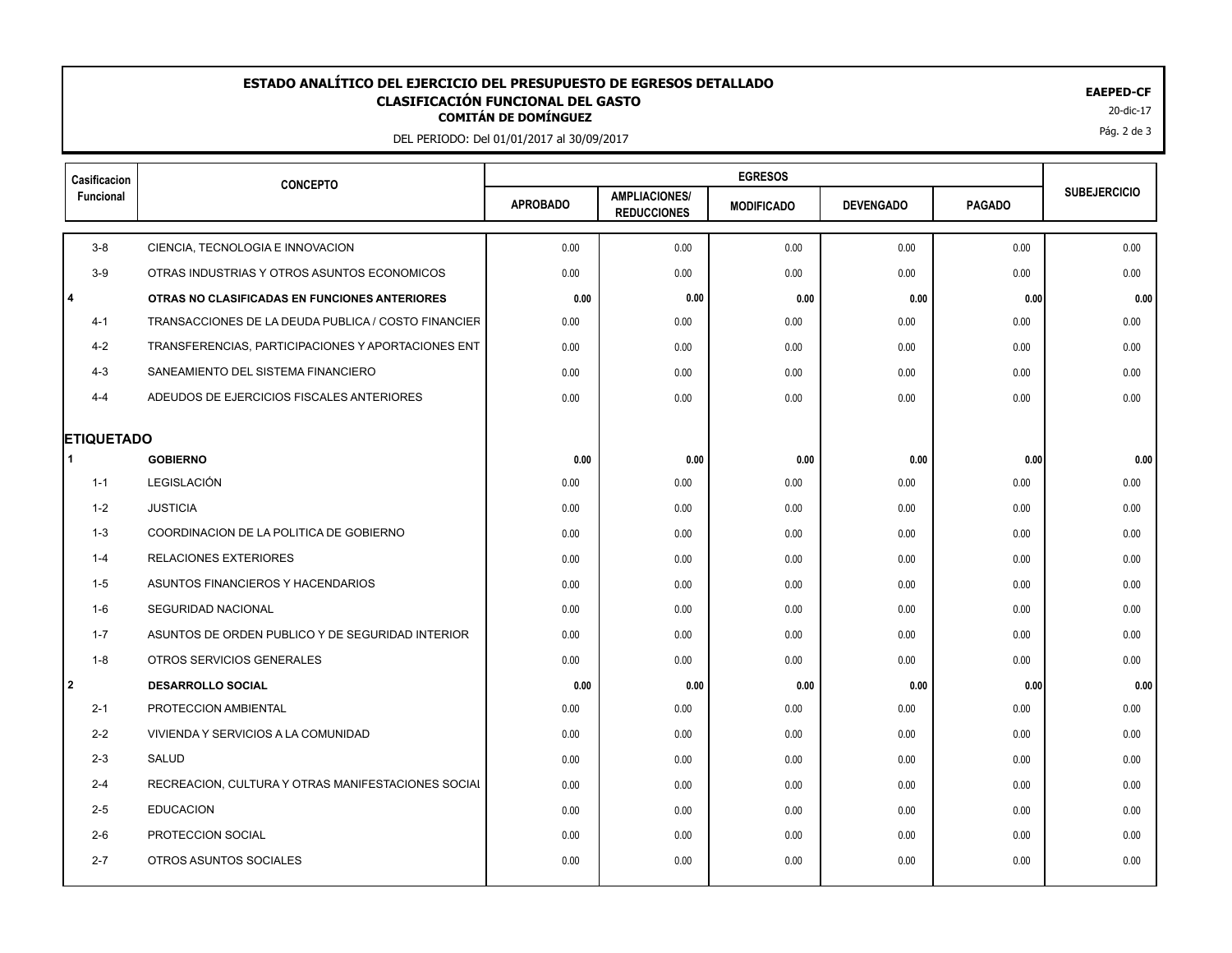**ESTADO ANALÍTICO DEL EJERCICIO DEL PRESUPUESTO DE EGRESOS DETALLADO**
**CLASIFICACIÓN FUNCIONAL DEL GASTO**
**COMITÁN DE DOMÍNGUEZ**

DEL PERIODO: Del 01/01/2017 al 30/09/2017

**EAEPED-CF**
20-dic-17

| Casificacion Funcional | CONCEPTO | EGRESOS | | | | | SUBEJERCICIO |
|---|---|---|---|---|---|---|---|
| | | APROBADO | AMPLIACIONES/ REDUCCIONES | MODIFICADO | DEVENGADO | PAGADO | |
| 3-8 | CIENCIA, TECNOLOGIA E INNOVACION | 0.00 | 0.00 | 0.00 | 0.00 | 0.00 | 0.00 |
| 3-9 | OTRAS INDUSTRIAS Y OTROS ASUNTOS ECONOMICOS | 0.00 | 0.00 | 0.00 | 0.00 | 0.00 | 0.00 |
| **4** | **OTRAS NO CLASIFICADAS EN FUNCIONES ANTERIORES** | **0.00** | **0.00** | **0.00** | **0.00** | **0.00** | **0.00** |
| 4-1 | TRANSACCIONES DE LA DEUDA PUBLICA / COSTO FINANCIER | 0.00 | 0.00 | 0.00 | 0.00 | 0.00 | 0.00 |
| 4-2 | TRANSFERENCIAS, PARTICIPACIONES Y APORTACIONES ENT | 0.00 | 0.00 | 0.00 | 0.00 | 0.00 | 0.00 |
| 4-3 | SANEAMIENTO DEL SISTEMA FINANCIERO | 0.00 | 0.00 | 0.00 | 0.00 | 0.00 | 0.00 |
| 4-4 | ADEUDOS DE EJERCICIOS FISCALES ANTERIORES | 0.00 | 0.00 | 0.00 | 0.00 | 0.00 | 0.00 |
| **ETIQUETADO** | | | | | | | |
| **1** | **GOBIERNO** | **0.00** | **0.00** | **0.00** | **0.00** | **0.00** | **0.00** |
| 1-1 | LEGISLACIÓN | 0.00 | 0.00 | 0.00 | 0.00 | 0.00 | 0.00 |
| 1-2 | JUSTICIA | 0.00 | 0.00 | 0.00 | 0.00 | 0.00 | 0.00 |
| 1-3 | COORDINACION DE LA POLITICA DE GOBIERNO | 0.00 | 0.00 | 0.00 | 0.00 | 0.00 | 0.00 |
| 1-4 | RELACIONES EXTERIORES | 0.00 | 0.00 | 0.00 | 0.00 | 0.00 | 0.00 |
| 1-5 | ASUNTOS FINANCIEROS Y HACENDARIOS | 0.00 | 0.00 | 0.00 | 0.00 | 0.00 | 0.00 |
| 1-6 | SEGURIDAD NACIONAL | 0.00 | 0.00 | 0.00 | 0.00 | 0.00 | 0.00 |
| 1-7 | ASUNTOS DE ORDEN PUBLICO Y DE SEGURIDAD INTERIOR | 0.00 | 0.00 | 0.00 | 0.00 | 0.00 | 0.00 |
| 1-8 | OTROS SERVICIOS GENERALES | 0.00 | 0.00 | 0.00 | 0.00 | 0.00 | 0.00 |
| **2** | **DESARROLLO SOCIAL** | **0.00** | **0.00** | **0.00** | **0.00** | **0.00** | **0.00** |
| 2-1 | PROTECCION AMBIENTAL | 0.00 | 0.00 | 0.00 | 0.00 | 0.00 | 0.00 |
| 2-2 | VIVIENDA Y SERVICIOS A LA COMUNIDAD | 0.00 | 0.00 | 0.00 | 0.00 | 0.00 | 0.00 |
| 2-3 | SALUD | 0.00 | 0.00 | 0.00 | 0.00 | 0.00 | 0.00 |
| 2-4 | RECREACION, CULTURA Y OTRAS MANIFESTACIONES SOCIAL | 0.00 | 0.00 | 0.00 | 0.00 | 0.00 | 0.00 |
| 2-5 | EDUCACION | 0.00 | 0.00 | 0.00 | 0.00 | 0.00 | 0.00 |
| 2-6 | PROTECCION SOCIAL | 0.00 | 0.00 | 0.00 | 0.00 | 0.00 | 0.00 |
| 2-7 | OTROS ASUNTOS SOCIALES | 0.00 | 0.00 | 0.00 | 0.00 | 0.00 | 0.00 |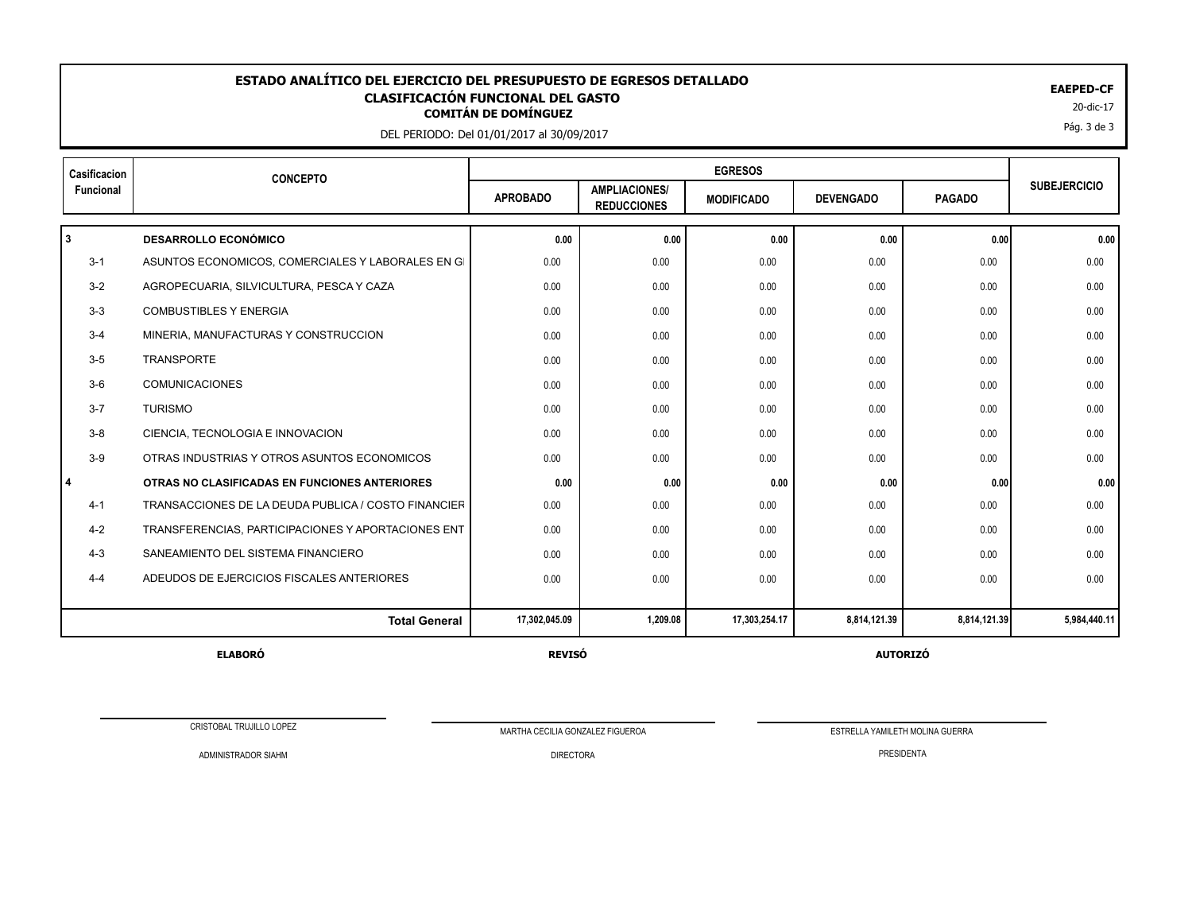# ESTADO ANALÍTICO DEL EJERCICIO DEL PRESUPUESTO DE EGRESOS DETALLADO

## CLASIFICACIÓN FUNCIONAL DEL GASTO

### COMITÁN DE DOMÍNGUEZ

DEL PERIODO: Del 01/01/2017 al 30/09/2017

**EAEPED-CF**

20-dic-17

| Casificacion Funcional | CONCEPTO | EGRESOS | | | | | SUBEJERCICIO |
|---|---|---|---|---|---|---|---|
| | | APROBADO | AMPLIACIONES/ REDUCCIONES | MODIFICADO | DEVENGADO | PAGADO | |
| **3** | **DESARROLLO ECONÓMICO** | **0.00** | **0.00** | **0.00** | **0.00** | **0.00** | **0.00** |
| 3-1 | ASUNTOS ECONOMICOS, COMERCIALES Y LABORALES EN GI | 0.00 | 0.00 | 0.00 | 0.00 | 0.00 | 0.00 |
| 3-2 | AGROPECUARIA, SILVICULTURA, PESCA Y CAZA | 0.00 | 0.00 | 0.00 | 0.00 | 0.00 | 0.00 |
| 3-3 | COMBUSTIBLES Y ENERGIA | 0.00 | 0.00 | 0.00 | 0.00 | 0.00 | 0.00 |
| 3-4 | MINERIA, MANUFACTURAS Y CONSTRUCCION | 0.00 | 0.00 | 0.00 | 0.00 | 0.00 | 0.00 |
| 3-5 | TRANSPORTE | 0.00 | 0.00 | 0.00 | 0.00 | 0.00 | 0.00 |
| 3-6 | COMUNICACIONES | 0.00 | 0.00 | 0.00 | 0.00 | 0.00 | 0.00 |
| 3-7 | TURISMO | 0.00 | 0.00 | 0.00 | 0.00 | 0.00 | 0.00 |
| 3-8 | CIENCIA, TECNOLOGIA E INNOVACION | 0.00 | 0.00 | 0.00 | 0.00 | 0.00 | 0.00 |
| 3-9 | OTRAS INDUSTRIAS Y OTROS ASUNTOS ECONOMICOS | 0.00 | 0.00 | 0.00 | 0.00 | 0.00 | 0.00 |
| **4** | **OTRAS NO CLASIFICADAS EN FUNCIONES ANTERIORES** | **0.00** | **0.00** | **0.00** | **0.00** | **0.00** | **0.00** |
| 4-1 | TRANSACCIONES DE LA DEUDA PUBLICA / COSTO FINANCIER | 0.00 | 0.00 | 0.00 | 0.00 | 0.00 | 0.00 |
| 4-2 | TRANSFERENCIAS, PARTICIPACIONES Y APORTACIONES ENT | 0.00 | 0.00 | 0.00 | 0.00 | 0.00 | 0.00 |
| 4-3 | SANEAMIENTO DEL SISTEMA FINANCIERO | 0.00 | 0.00 | 0.00 | 0.00 | 0.00 | 0.00 |
| 4-4 | ADEUDOS DE EJERCICIOS FISCALES ANTERIORES | 0.00 | 0.00 | 0.00 | 0.00 | 0.00 | 0.00 |
| | **Total General** | **17,302,045.09** | **1,209.08** | **17,303,254.17** | **8,814,121.39** | **8,814,121.39** | **5,984,440.11** |

| ELABORÓ | REVISÓ | AUTORIZÓ |
|---|---|---|
| CRISTOBAL TRUJILLO LOPEZ | MARTHA CECILIA GONZALEZ FIGUEROA | ESTRELLA YAMILETH MOLINA GUERRA |
| ADMINISTRADOR SIAHM | DIRECTORA | PRESIDENTA |